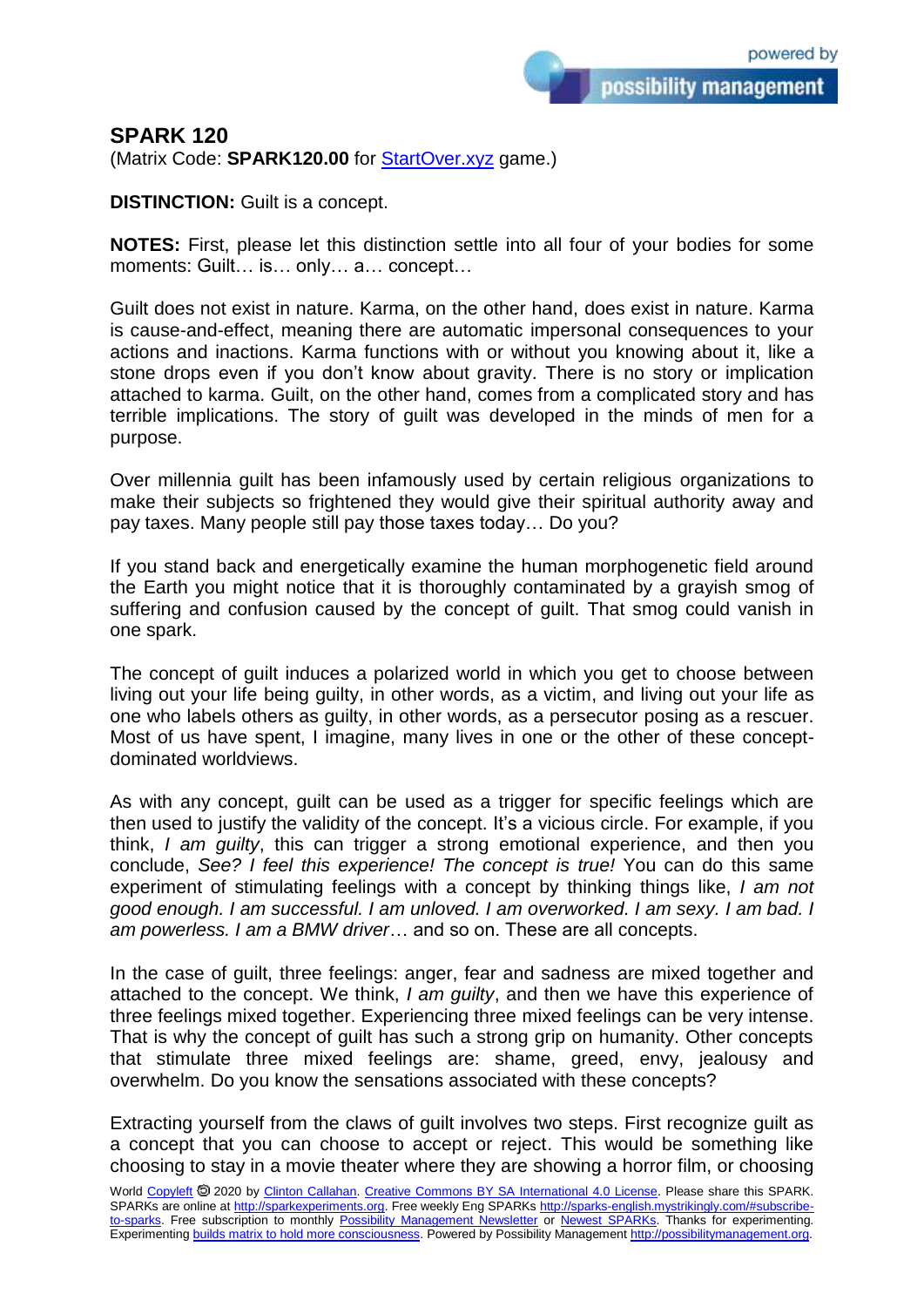## SPARK 120

(Matrix Code: **SPARK120.00** for StartOver.xyz game.)

**DISTINCTION:** Guilt is a concept.

**NOTES:** First, please let this distinction settle into all four of your bodies for some moments: Guilt… is… only… a… concept…

Guilt does not exist in nature. Karma, on the other hand, does exist in nature. Karma is cause-and-effect, meaning there are automatic impersonal consequences to your actions and inactions. Karma functions with or without you knowing about it, like a stone drops even if you don't know about gravity. There is no story or implication attached to karma. Guilt, on the other hand, comes from a complicated story and has terrible implications. The story of guilt was developed in the minds of men for a purpose.

Over millennia guilt has been infamously used by certain religious organizations to make their subjects so frightened they would give their spiritual authority away and pay taxes. Many people still pay those taxes today… Do you?

If you stand back and energetically examine the human morphogenetic field around the Earth you might notice that it is thoroughly contaminated by a grayish smog of suffering and confusion caused by the concept of guilt. That smog could vanish in one spark.

The concept of guilt induces a polarized world in which you get to choose between living out your life being guilty, in other words, as a victim, and living out your life as one who labels others as guilty, in other words, as a persecutor posing as a rescuer. Most of us have spent, I imagine, many lives in one or the other of these concept-dominated worldviews.

As with any concept, guilt can be used as a trigger for specific feelings which are then used to justify the validity of the concept. It's a vicious circle. For example, if you think, *I am guilty*, this can trigger a strong emotional experience, and then you conclude, *See? I feel this experience! The concept is true!* You can do this same experiment of stimulating feelings with a concept by thinking things like, *I am not good enough. I am successful. I am unloved. I am overworked. I am sexy. I am bad. I am powerless. I am a BMW driver*… and so on. These are all concepts.

In the case of guilt, three feelings: anger, fear and sadness are mixed together and attached to the concept. We think, *I am guilty*, and then we have this experience of three feelings mixed together. Experiencing three mixed feelings can be very intense. That is why the concept of guilt has such a strong grip on humanity. Other concepts that stimulate three mixed feelings are: shame, greed, envy, jealousy and overwhelm. Do you know the sensations associated with these concepts?

Extracting yourself from the claws of guilt involves two steps. First recognize guilt as a concept that you can choose to accept or reject. This would be something like choosing to stay in a movie theater where they are showing a horror film, or choosing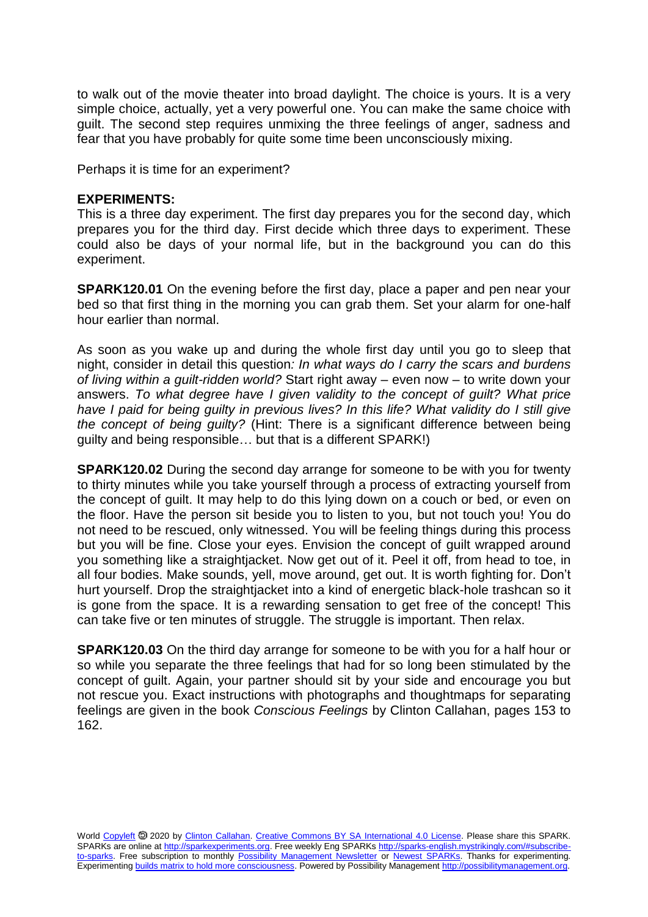to walk out of the movie theater into broad daylight. The choice is yours. It is a very simple choice, actually, yet a very powerful one. You can make the same choice with guilt. The second step requires unmixing the three feelings of anger, sadness and fear that you have probably for quite some time been unconsciously mixing.

Perhaps it is time for an experiment?

**EXPERIMENTS:**

This is a three day experiment. The first day prepares you for the second day, which prepares you for the third day. First decide which three days to experiment. These could also be days of your normal life, but in the background you can do this experiment.

**SPARK120.01** On the evening before the first day, place a paper and pen near your bed so that first thing in the morning you can grab them. Set your alarm for one-half hour earlier than normal.

As soon as you wake up and during the whole first day until you go to sleep that night, consider in detail this question*: In what ways do I carry the scars and burdens of living within a guilt-ridden world?* Start right away – even now – to write down your answers. *To what degree have I given validity to the concept of guilt? What price have I paid for being guilty in previous lives? In this life? What validity do I still give the concept of being guilty?* (Hint: There is a significant difference between being guilty and being responsible… but that is a different SPARK!)

**SPARK120.02** During the second day arrange for someone to be with you for twenty to thirty minutes while you take yourself through a process of extracting yourself from the concept of guilt. It may help to do this lying down on a couch or bed, or even on the floor. Have the person sit beside you to listen to you, but not touch you! You do not need to be rescued, only witnessed. You will be feeling things during this process but you will be fine. Close your eyes. Envision the concept of guilt wrapped around you something like a straightjacket. Now get out of it. Peel it off, from head to toe, in all four bodies. Make sounds, yell, move around, get out. It is worth fighting for. Don't hurt yourself. Drop the straightjacket into a kind of energetic black-hole trashcan so it is gone from the space. It is a rewarding sensation to get free of the concept! This can take five or ten minutes of struggle. The struggle is important. Then relax.

**SPARK120.03** On the third day arrange for someone to be with you for a half hour or so while you separate the three feelings that had for so long been stimulated by the concept of guilt. Again, your partner should sit by your side and encourage you but not rescue you. Exact instructions with photographs and thoughtmaps for separating feelings are given in the book *Conscious Feelings* by Clinton Callahan, pages 153 to 162.